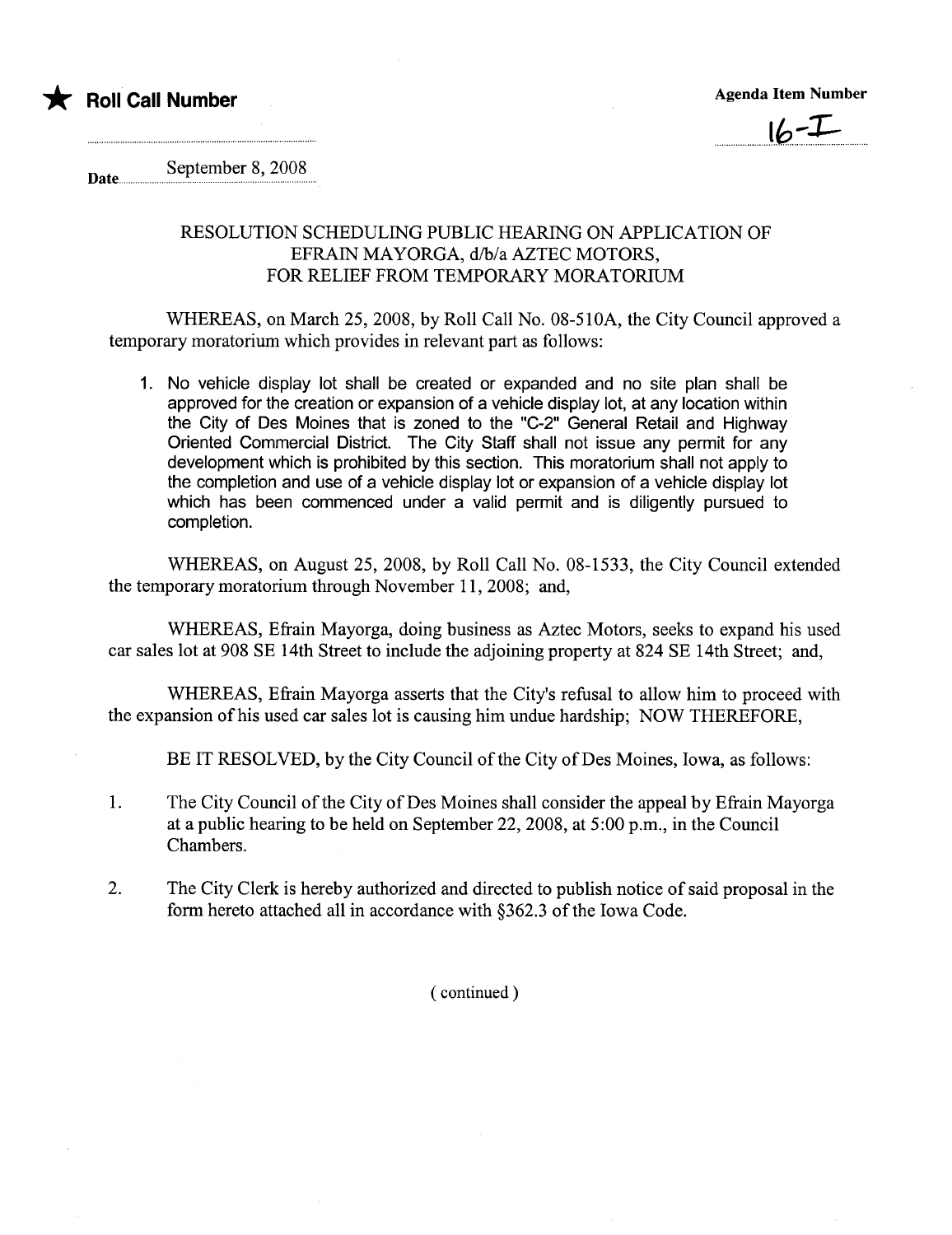★ **Roll Call Number**

**Agenda Item Number**

16-I

Date September 8, 2008

## RESOLUTION SCHEDULING PUBLIC HEARING ON APPLICATION OF EFRAIN MAYORGA, d/b/a AZTEC MOTORS, FOR RELIEF FROM TEMPORARY MORATORIUM

WHEREAS, on March 25, 2008, by Roll Call No. 08-510A, the City Council approved a temporary moratorium which provides in relevant part as follows:

1. No vehicle display lot shall be created or expanded and no site plan shall be approved for the creation or expansion of a vehicle display lot, at any location within the City of Des Moines that is zoned to the "C-2" General Retail and Highway Oriented Commercial District. The City Staff shall not issue any permit for any development which is prohibited by this section. This moratorium shall not apply to the completion and use of a vehicle display lot or expansion of a vehicle display lot which has been commenced under a valid permit and is diligently pursued to completion.

WHEREAS, on August 25, 2008, by Roll Call No. 08-1533, the City Council extended the temporary moratorium through November 11, 2008; and,

WHEREAS, Efrain Mayorga, doing business as Aztec Motors, seeks to expand his used car sales lot at 908 SE 14th Street to include the adjoining property at 824 SE 14th Street; and,

WHEREAS, Efrain Mayorga asserts that the City's refusal to allow him to proceed with the expansion of his used car sales lot is causing him undue hardship; NOW THEREFORE,

BE IT RESOLVED, by the City Council of the City of Des Moines, Iowa, as follows:

1. The City Council of the City of Des Moines shall consider the appeal by Efrain Mayorga at a public hearing to be held on September 22, 2008, at 5:00 p.m., in the Council Chambers.

2. The City Clerk is hereby authorized and directed to publish notice of said proposal in the form hereto attached all in accordance with §362.3 of the Iowa Code.

( continued )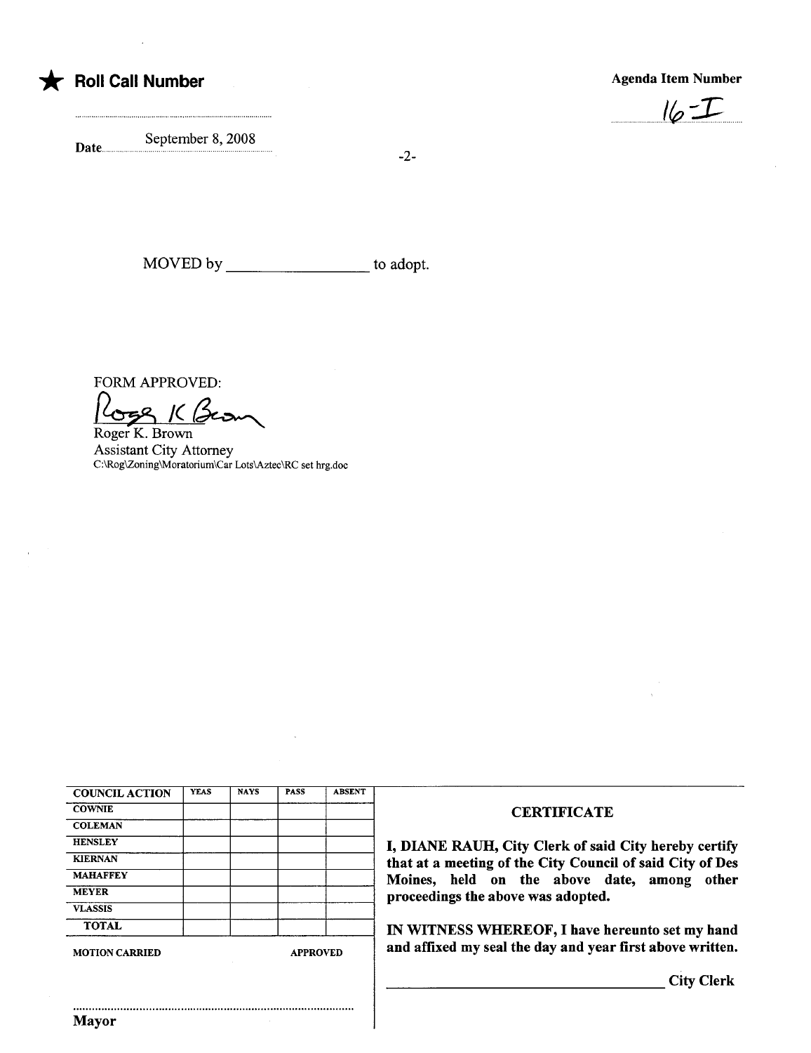★ **Roll Call Number**

**Agenda Item Number**

16-I

Date September 8, 2008

MOVED by ________________ to adopt.

FORM APPROVED:

Roger K. Brown
Assistant City Attorney
C:\Rog\Zoning\Moratorium\Car Lots\Aztec\RC set hrg.doc

| COUNCIL ACTION | YEAS | NAYS | PASS | ABSENT |
|---|---|---|---|---|
| COWNIE | | | | |
| COLEMAN | | | | |
| HENSLEY | | | | |
| KIERNAN | | | | |
| MAHAFFEY | | | | |
| MEYER | | | | |
| VLASSIS | | | | |
| TOTAL | | | | |

MOTION CARRIED APPROVED

..........................................................................................
**Mayor**

**CERTIFICATE**

**I, DIANE RAUH, City Clerk of said City hereby certify that at a meeting of the City Council of said City of Des Moines, held on the above date, among other proceedings the above was adopted.**

**IN WITNESS WHEREOF, I have hereunto set my hand and affixed my seal the day and year first above written.**

________________________________ **City Clerk**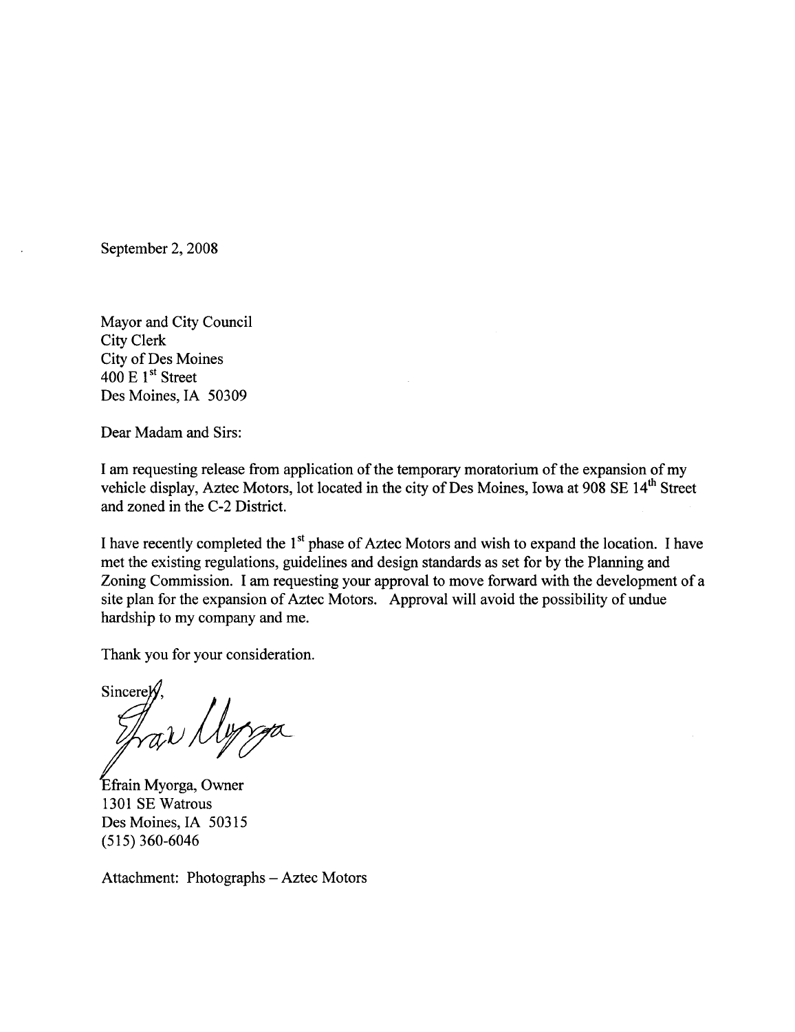September 2, 2008

Mayor and City Council
City Clerk
City of Des Moines
400 E 1st Street
Des Moines, IA 50309

Dear Madam and Sirs:

I am requesting release from application of the temporary moratorium of the expansion of my vehicle display, Aztec Motors, lot located in the city of Des Moines, Iowa at 908 SE 14th Street and zoned in the C-2 District.

I have recently completed the 1st phase of Aztec Motors and wish to expand the location. I have met the existing regulations, guidelines and design standards as set for by the Planning and Zoning Commission. I am requesting your approval to move forward with the development of a site plan for the expansion of Aztec Motors. Approval will avoid the possibility of undue hardship to my company and me.

Thank you for your consideration.

Sincerely,

Efrain Myorga, Owner
1301 SE Watrous
Des Moines, IA 50315
(515) 360-6046

Attachment: Photographs – Aztec Motors